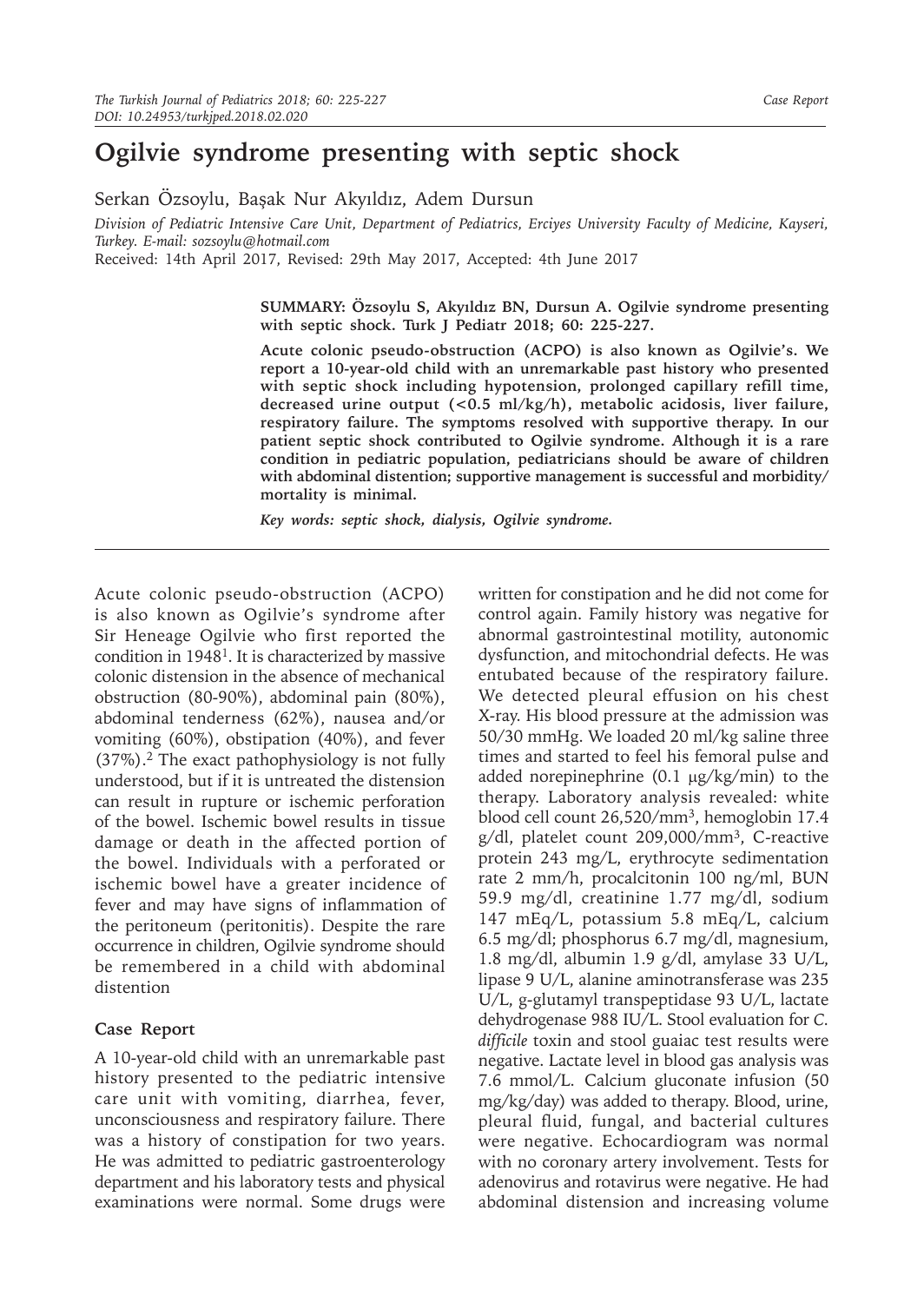Case Report

# Ogilvie syndrome presenting with septic shock

Serkan Özsoylu, Başak Nur Akyıldız, Adem Dursun

*Division of Pediatric Intensive Care Unit, Department of Pediatrics, Erciyes University Faculty of Medicine, Kayseri, Turkey. E-mail: sozsoylu@hotmail.com*

Received: 14th April 2017, Revised: 29th May 2017, Accepted: 4th June 2017

**SUMMARY: Özsoylu S, Akyıldız BN, Dursun A. Ogilvie syndrome presenting with septic shock. Turk J Pediatr 2018; 60: 225-227.**

**Acute colonic pseudo-obstruction (ACPO) is also known as Ogilvie's. We report a 10-year-old child with an unremarkable past history who presented with septic shock including hypotension, prolonged capillary refill time, decreased urine output (<0.5 ml/kg/h), metabolic acidosis, liver failure, respiratory failure. The symptoms resolved with supportive therapy. In our patient septic shock contributed to Ogilvie syndrome. Although it is a rare condition in pediatric population, pediatricians should be aware of children with abdominal distention; supportive management is successful and morbidity/mortality is minimal.**

*Key words: septic shock, dialysis, Ogilvie syndrome.*

---

Acute colonic pseudo-obstruction (ACPO) is also known as Ogilvie's syndrome after Sir Heneage Ogilvie who first reported the condition in 1948[1]. It is characterized by massive colonic distension in the absence of mechanical obstruction (80-90%), abdominal pain (80%), abdominal tenderness (62%), nausea and/or vomiting (60%), obstipation (40%), and fever (37%).[2] The exact pathophysiology is not fully understood, but if it is untreated the distension can result in rupture or ischemic perforation of the bowel. Ischemic bowel results in tissue damage or death in the affected portion of the bowel. Individuals with a perforated or ischemic bowel have a greater incidence of fever and may have signs of inflammation of the peritoneum (peritonitis). Despite the rare occurrence in children, Ogilvie syndrome should be remembered in a child with abdominal distention

## Case Report

A 10-year-old child with an unremarkable past history presented to the pediatric intensive care unit with vomiting, diarrhea, fever, unconsciousness and respiratory failure. There was a history of constipation for two years. He was admitted to pediatric gastroenterology department and his laboratory tests and physical examinations were normal. Some drugs were written for constipation and he did not come for control again. Family history was negative for abnormal gastrointestinal motility, autonomic dysfunction, and mitochondrial defects. He was entubated because of the respiratory failure. We detected pleural effusion on his chest X-ray. His blood pressure at the admission was 50/30 mmHg. We loaded 20 ml/kg saline three times and started to feel his femoral pulse and added norepinephrine (0.1 μg/kg/min) to the therapy. Laboratory analysis revealed: white blood cell count 26,520/mm$^3$, hemoglobin 17.4 g/dl, platelet count 209,000/mm$^3$, C-reactive protein 243 mg/L, erythrocyte sedimentation rate 2 mm/h, procalcitonin 100 ng/ml, BUN 59.9 mg/dl, creatinine 1.77 mg/dl, sodium 147 mEq/L, potassium 5.8 mEq/L, calcium 6.5 mg/dl; phosphorus 6.7 mg/dl, magnesium, 1.8 mg/dl, albumin 1.9 g/dl, amylase 33 U/L, lipase 9 U/L, alanine aminotransferase was 235 U/L, g-glutamyl transpeptidase 93 U/L, lactate dehydrogenase 988 IU/L. Stool evaluation for *C. difficile* toxin and stool guaiac test results were negative. Lactate level in blood gas analysis was 7.6 mmol/L. Calcium gluconate infusion (50 mg/kg/day) was added to therapy. Blood, urine, pleural fluid, fungal, and bacterial cultures were negative. Echocardiogram was normal with no coronary artery involvement. Tests for adenovirus and rotavirus were negative. He had abdominal distension and increasing volume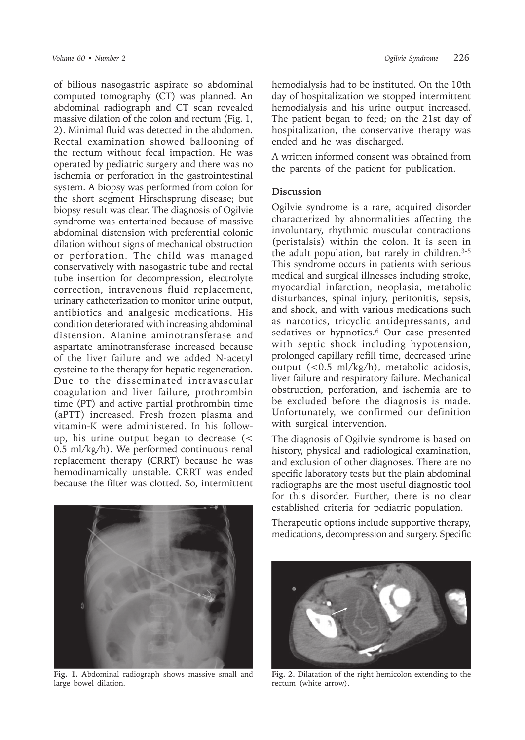of bilious nasogastric aspirate so abdominal computed tomography (CT) was planned. An abdominal radiograph and CT scan revealed massive dilation of the colon and rectum (Fig. 1, 2). Minimal fluid was detected in the abdomen. Rectal examination showed ballooning of the rectum without fecal impaction. He was operated by pediatric surgery and there was no ischemia or perforation in the gastrointestinal system. A biopsy was performed from colon for the short segment Hirschsprung disease; but biopsy result was clear. The diagnosis of Ogilvie syndrome was entertained because of massive abdominal distension with preferential colonic dilation without signs of mechanical obstruction or perforation. The child was managed conservatively with nasogastric tube and rectal tube insertion for decompression, electrolyte correction, intravenous fluid replacement, urinary catheterization to monitor urine output, antibiotics and analgesic medications. His condition deteriorated with increasing abdominal distension. Alanine aminotransferase and aspartate aminotransferase increased because of the liver failure and we added N-acetyl cysteine to the therapy for hepatic regeneration. Due to the disseminated intravascular coagulation and liver failure, prothrombin time (PT) and active partial prothrombin time (aPTT) increased. Fresh frozen plasma and vitamin-K were administered. In his follow-up, his urine output began to decrease (< 0.5 ml/kg/h). We performed continuous renal replacement therapy (CRRT) because he was hemodinamically unstable. CRRT was ended because the filter was clotted. So, intermittent hemodialysis had to be instituted. On the 10th day of hospitalization we stopped intermittent hemodialysis and his urine output increased. The patient began to feed; on the 21st day of hospitalization, the conservative therapy was ended and he was discharged.

Fig. 1. Abdominal radiograph shows massive small and large bowel dilation.

A written informed consent was obtained from the parents of the patient for publication.

## Discussion

Ogilvie syndrome is a rare, acquired disorder characterized by abnormalities affecting the involuntary, rhythmic muscular contractions (peristalsis) within the colon. It is seen in the adult population, but rarely in children.[3-5] This syndrome occurs in patients with serious medical and surgical illnesses including stroke, myocardial infarction, neoplasia, metabolic disturbances, spinal injury, peritonitis, sepsis, and shock, and with various medications such as narcotics, tricyclic antidepressants, and sedatives or hypnotics.[6] Our case presented with septic shock including hypotension, prolonged capillary refill time, decreased urine output (<0.5 ml/kg/h), metabolic acidosis, liver failure and respiratory failure. Mechanical obstruction, perforation, and ischemia are to be excluded before the diagnosis is made. Unfortunately, we confirmed our definition with surgical intervention.

The diagnosis of Ogilvie syndrome is based on history, physical and radiological examination, and exclusion of other diagnoses. There are no specific laboratory tests but the plain abdominal radiographs are the most useful diagnostic tool for this disorder. Further, there is no clear established criteria for pediatric population.

Therapeutic options include supportive therapy, medications, decompression and surgery. Specific

Fig. 2. Dilatation of the right hemicolon extending to the rectum (white arrow).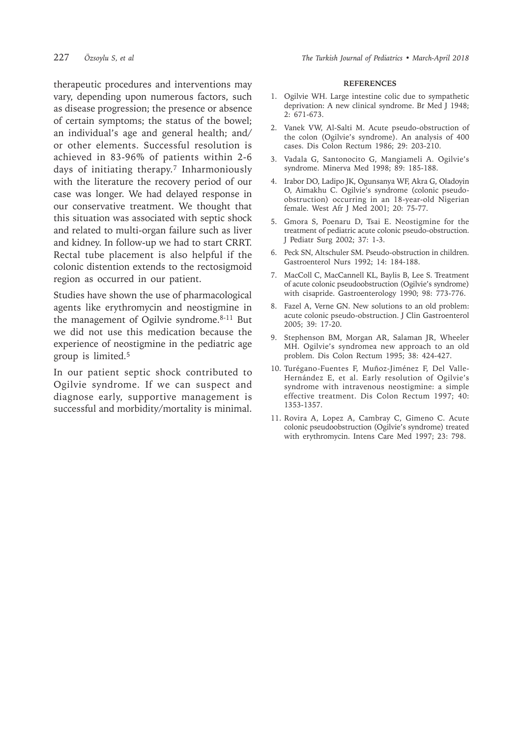therapeutic procedures and interventions may vary, depending upon numerous factors, such as disease progression; the presence or absence of certain symptoms; the status of the bowel; an individual's age and general health; and/or other elements. Successful resolution is achieved in 83-96% of patients within 2-6 days of initiating therapy.[7] Inharmoniously with the literature the recovery period of our case was longer. We had delayed response in our conservative treatment. We thought that this situation was associated with septic shock and related to multi-organ failure such as liver and kidney. In follow-up we had to start CRRT. Rectal tube placement is also helpful if the colonic distention extends to the rectosigmoid region as occurred in our patient.

Studies have shown the use of pharmacological agents like erythromycin and neostigmine in the management of Ogilvie syndrome.[8-11] But we did not use this medication because the experience of neostigmine in the pediatric age group is limited.[5]

In our patient septic shock contributed to Ogilvie syndrome. If we can suspect and diagnose early, supportive management is successful and morbidity/mortality is minimal.

## REFERENCES

1. Ogilvie WH. Large intestine colic due to sympathetic deprivation: A new clinical syndrome. Br Med J 1948; 2: 671-673.
2. Vanek VW, Al-Salti M. Acute pseudo-obstruction of the colon (Ogilvie's syndrome). An analysis of 400 cases. Dis Colon Rectum 1986; 29: 203-210.
3. Vadala G, Santonocito G, Mangiameli A. Ogilvie's syndrome. Minerva Med 1998; 89: 185-188.
4. Irabor DO, Ladipo JK, Ogunsanya WF, Akra G, Oladoyin O, Aimakhu C. Ogilvie's syndrome (colonic pseudo-obstruction) occurring in an 18-year-old Nigerian female. West Afr J Med 2001; 20: 75-77.
5. Gmora S, Poenaru D, Tsai E. Neostigmine for the treatment of pediatric acute colonic pseudo-obstruction. J Pediatr Surg 2002; 37: 1-3.
6. Peck SN, Altschuler SM. Pseudo-obstruction in children. Gastroenterol Nurs 1992; 14: 184-188.
7. MacColl C, MacCannell KL, Baylis B, Lee S. Treatment of acute colonic pseudoobstruction (Ogilvie's syndrome) with cisapride. Gastroenterology 1990; 98: 773-776.
8. Fazel A, Verne GN. New solutions to an old problem: acute colonic pseudo-obstruction. J Clin Gastroenterol 2005; 39: 17-20.
9. Stephenson BM, Morgan AR, Salaman JR, Wheeler MH. Ogilvie's syndromea new approach to an old problem. Dis Colon Rectum 1995; 38: 424-427.
10. Turégano-Fuentes F, Muñoz-Jiménez F, Del Valle-Hernández E, et al. Early resolution of Ogilvie's syndrome with intravenous neostigmine: a simple effective treatment. Dis Colon Rectum 1997; 40: 1353-1357.
11. Rovira A, Lopez A, Cambray C, Gimeno C. Acute colonic pseudoobstruction (Ogilvie's syndrome) treated with erythromycin. Intens Care Med 1997; 23: 798.